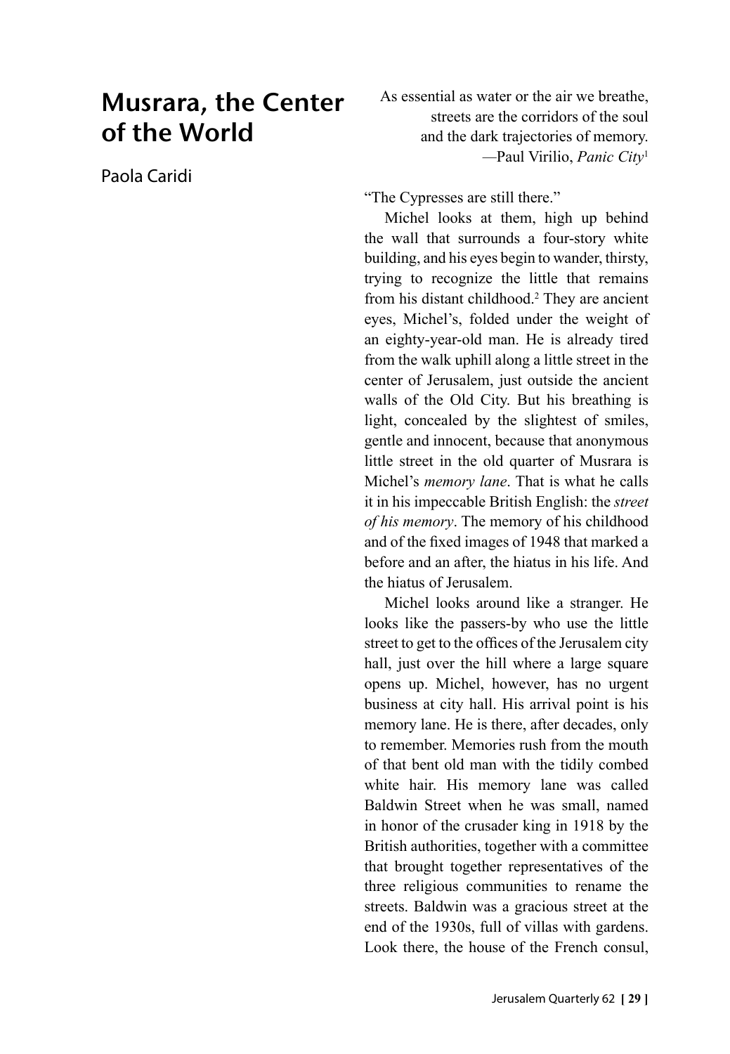# Musrara, the Center of the World

Paola Caridi

> As essential as water or the air we breathe,
> streets are the corridors of the soul
> and the dark trajectories of memory.
> —Paul Virilio, *Panic City*[1]

"The Cypresses are still there."

Michel looks at them, high up behind the wall that surrounds a four-story white building, and his eyes begin to wander, thirsty, trying to recognize the little that remains from his distant childhood.[2] They are ancient eyes, Michel's, folded under the weight of an eighty-year-old man. He is already tired from the walk uphill along a little street in the center of Jerusalem, just outside the ancient walls of the Old City. But his breathing is light, concealed by the slightest of smiles, gentle and innocent, because that anonymous little street in the old quarter of Musrara is Michel's *memory lane*. That is what he calls it in his impeccable British English: the *street of his memory*. The memory of his childhood and of the fixed images of 1948 that marked a before and an after, the hiatus in his life. And the hiatus of Jerusalem.

Michel looks around like a stranger. He looks like the passers-by who use the little street to get to the offices of the Jerusalem city hall, just over the hill where a large square opens up. Michel, however, has no urgent business at city hall. His arrival point is his memory lane. He is there, after decades, only to remember. Memories rush from the mouth of that bent old man with the tidily combed white hair. His memory lane was called Baldwin Street when he was small, named in honor of the crusader king in 1918 by the British authorities, together with a committee that brought together representatives of the three religious communities to rename the streets. Baldwin was a gracious street at the end of the 1930s, full of villas with gardens. Look there, the house of the French consul,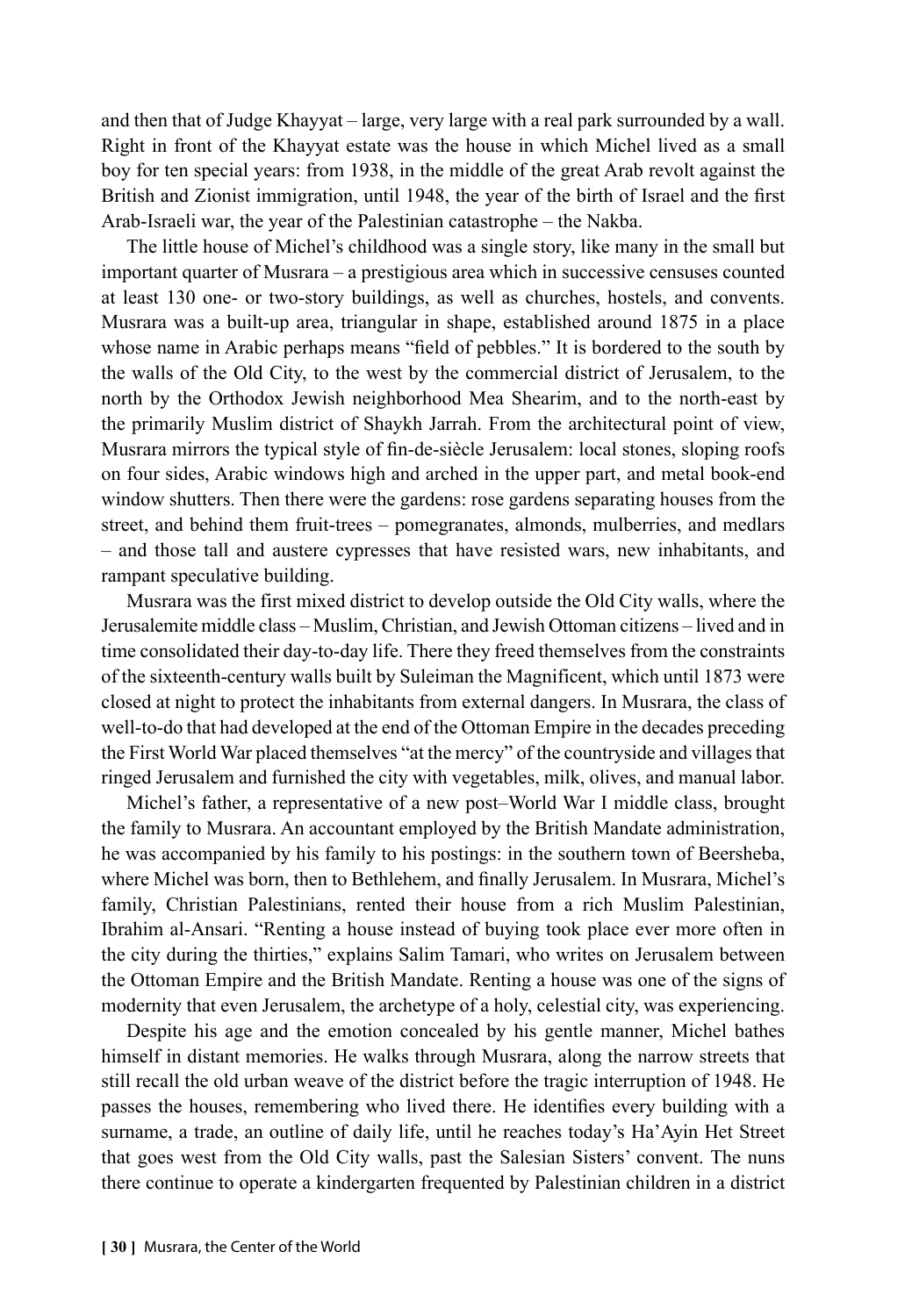and then that of Judge Khayyat – large, very large with a real park surrounded by a wall. Right in front of the Khayyat estate was the house in which Michel lived as a small boy for ten special years: from 1938, in the middle of the great Arab revolt against the British and Zionist immigration, until 1948, the year of the birth of Israel and the first Arab-Israeli war, the year of the Palestinian catastrophe – the Nakba.

The little house of Michel's childhood was a single story, like many in the small but important quarter of Musrara – a prestigious area which in successive censuses counted at least 130 one- or two-story buildings, as well as churches, hostels, and convents. Musrara was a built-up area, triangular in shape, established around 1875 in a place whose name in Arabic perhaps means "field of pebbles." It is bordered to the south by the walls of the Old City, to the west by the commercial district of Jerusalem, to the north by the Orthodox Jewish neighborhood Mea Shearim, and to the north-east by the primarily Muslim district of Shaykh Jarrah. From the architectural point of view, Musrara mirrors the typical style of fin-de-siècle Jerusalem: local stones, sloping roofs on four sides, Arabic windows high and arched in the upper part, and metal book-end window shutters. Then there were the gardens: rose gardens separating houses from the street, and behind them fruit-trees – pomegranates, almonds, mulberries, and medlars – and those tall and austere cypresses that have resisted wars, new inhabitants, and rampant speculative building.

Musrara was the first mixed district to develop outside the Old City walls, where the Jerusalemite middle class – Muslim, Christian, and Jewish Ottoman citizens – lived and in time consolidated their day-to-day life. There they freed themselves from the constraints of the sixteenth-century walls built by Suleiman the Magnificent, which until 1873 were closed at night to protect the inhabitants from external dangers. In Musrara, the class of well-to-do that had developed at the end of the Ottoman Empire in the decades preceding the First World War placed themselves "at the mercy" of the countryside and villages that ringed Jerusalem and furnished the city with vegetables, milk, olives, and manual labor.

Michel's father, a representative of a new post–World War I middle class, brought the family to Musrara. An accountant employed by the British Mandate administration, he was accompanied by his family to his postings: in the southern town of Beersheba, where Michel was born, then to Bethlehem, and finally Jerusalem. In Musrara, Michel's family, Christian Palestinians, rented their house from a rich Muslim Palestinian, Ibrahim al-Ansari. "Renting a house instead of buying took place ever more often in the city during the thirties," explains Salim Tamari, who writes on Jerusalem between the Ottoman Empire and the British Mandate. Renting a house was one of the signs of modernity that even Jerusalem, the archetype of a holy, celestial city, was experiencing.

Despite his age and the emotion concealed by his gentle manner, Michel bathes himself in distant memories. He walks through Musrara, along the narrow streets that still recall the old urban weave of the district before the tragic interruption of 1948. He passes the houses, remembering who lived there. He identifies every building with a surname, a trade, an outline of daily life, until he reaches today's Ha'Ayin Het Street that goes west from the Old City walls, past the Salesian Sisters' convent. The nuns there continue to operate a kindergarten frequented by Palestinian children in a district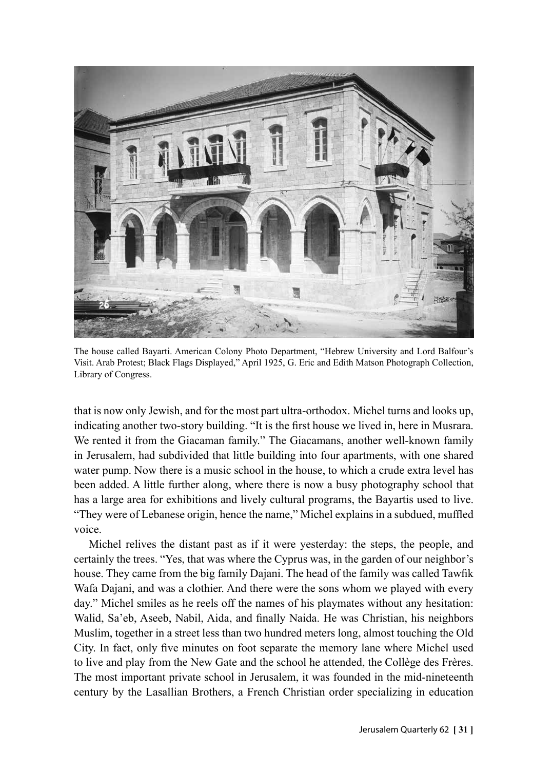The house called Bayarti. American Colony Photo Department, "Hebrew University and Lord Balfour's Visit. Arab Protest; Black Flags Displayed," April 1925, G. Eric and Edith Matson Photograph Collection, Library of Congress.

that is now only Jewish, and for the most part ultra-orthodox. Michel turns and looks up, indicating another two-story building. "It is the first house we lived in, here in Musrara. We rented it from the Giacaman family." The Giacamans, another well-known family in Jerusalem, had subdivided that little building into four apartments, with one shared water pump. Now there is a music school in the house, to which a crude extra level has been added. A little further along, where there is now a busy photography school that has a large area for exhibitions and lively cultural programs, the Bayartis used to live. "They were of Lebanese origin, hence the name," Michel explains in a subdued, muffled voice.

Michel relives the distant past as if it were yesterday: the steps, the people, and certainly the trees. "Yes, that was where the Cyprus was, in the garden of our neighbor's house. They came from the big family Dajani. The head of the family was called Tawfik Wafa Dajani, and was a clothier. And there were the sons whom we played with every day." Michel smiles as he reels off the names of his playmates without any hesitation: Walid, Sa'eb, Aseeb, Nabil, Aida, and finally Naida. He was Christian, his neighbors Muslim, together in a street less than two hundred meters long, almost touching the Old City. In fact, only five minutes on foot separate the memory lane where Michel used to live and play from the New Gate and the school he attended, the Collège des Frères. The most important private school in Jerusalem, it was founded in the mid-nineteenth century by the Lasallian Brothers, a French Christian order specializing in education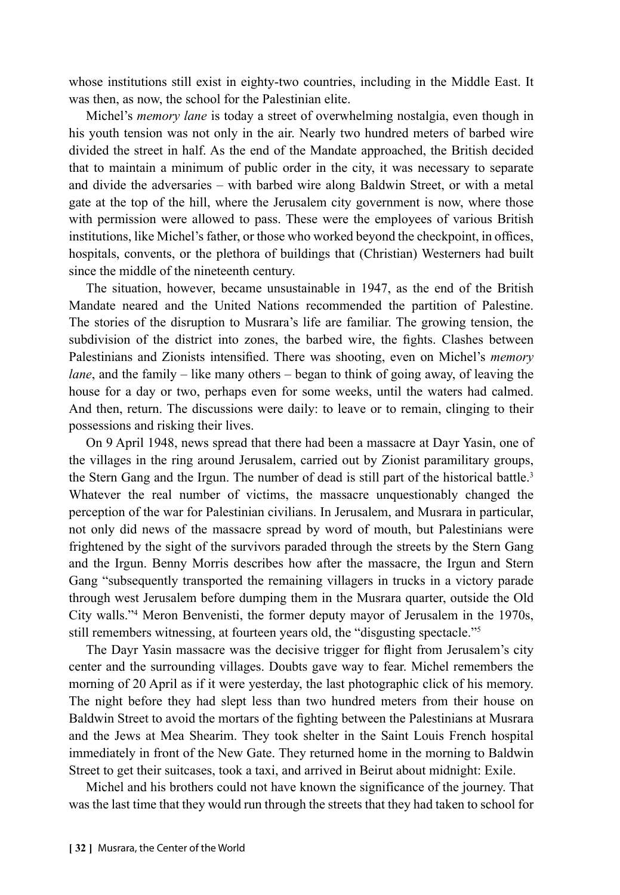whose institutions still exist in eighty-two countries, including in the Middle East. It was then, as now, the school for the Palestinian elite.

Michel's *memory lane* is today a street of overwhelming nostalgia, even though in his youth tension was not only in the air. Nearly two hundred meters of barbed wire divided the street in half. As the end of the Mandate approached, the British decided that to maintain a minimum of public order in the city, it was necessary to separate and divide the adversaries – with barbed wire along Baldwin Street, or with a metal gate at the top of the hill, where the Jerusalem city government is now, where those with permission were allowed to pass. These were the employees of various British institutions, like Michel's father, or those who worked beyond the checkpoint, in offices, hospitals, convents, or the plethora of buildings that (Christian) Westerners had built since the middle of the nineteenth century.

The situation, however, became unsustainable in 1947, as the end of the British Mandate neared and the United Nations recommended the partition of Palestine. The stories of the disruption to Musrara's life are familiar. The growing tension, the subdivision of the district into zones, the barbed wire, the fights. Clashes between Palestinians and Zionists intensified. There was shooting, even on Michel's *memory lane*, and the family – like many others – began to think of going away, of leaving the house for a day or two, perhaps even for some weeks, until the waters had calmed. And then, return. The discussions were daily: to leave or to remain, clinging to their possessions and risking their lives.

On 9 April 1948, news spread that there had been a massacre at Dayr Yasin, one of the villages in the ring around Jerusalem, carried out by Zionist paramilitary groups, the Stern Gang and the Irgun. The number of dead is still part of the historical battle.[3] Whatever the real number of victims, the massacre unquestionably changed the perception of the war for Palestinian civilians. In Jerusalem, and Musrara in particular, not only did news of the massacre spread by word of mouth, but Palestinians were frightened by the sight of the survivors paraded through the streets by the Stern Gang and the Irgun. Benny Morris describes how after the massacre, the Irgun and Stern Gang "subsequently transported the remaining villagers in trucks in a victory parade through west Jerusalem before dumping them in the Musrara quarter, outside the Old City walls."[4] Meron Benvenisti, the former deputy mayor of Jerusalem in the 1970s, still remembers witnessing, at fourteen years old, the "disgusting spectacle."[5]

The Dayr Yasin massacre was the decisive trigger for flight from Jerusalem's city center and the surrounding villages. Doubts gave way to fear. Michel remembers the morning of 20 April as if it were yesterday, the last photographic click of his memory. The night before they had slept less than two hundred meters from their house on Baldwin Street to avoid the mortars of the fighting between the Palestinians at Musrara and the Jews at Mea Shearim. They took shelter in the Saint Louis French hospital immediately in front of the New Gate. They returned home in the morning to Baldwin Street to get their suitcases, took a taxi, and arrived in Beirut about midnight: Exile.

Michel and his brothers could not have known the significance of the journey. That was the last time that they would run through the streets that they had taken to school for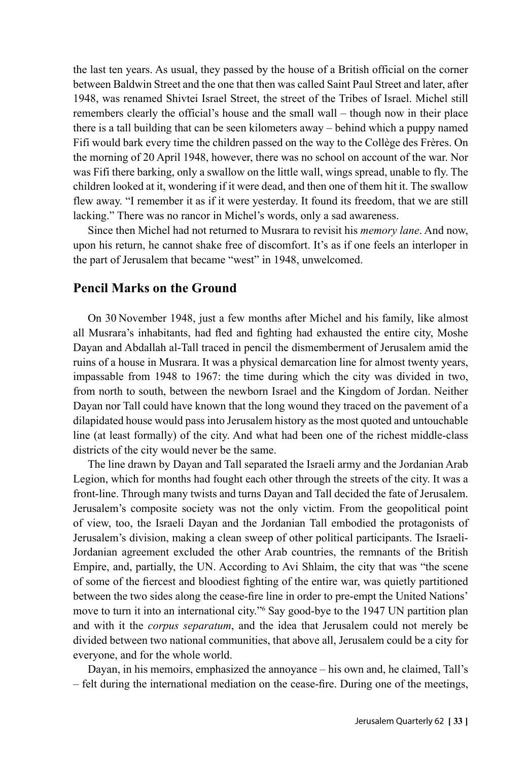the last ten years. As usual, they passed by the house of a British official on the corner between Baldwin Street and the one that then was called Saint Paul Street and later, after 1948, was renamed Shivtei Israel Street, the street of the Tribes of Israel. Michel still remembers clearly the official's house and the small wall – though now in their place there is a tall building that can be seen kilometers away – behind which a puppy named Fifi would bark every time the children passed on the way to the Collège des Frères. On the morning of 20 April 1948, however, there was no school on account of the war. Nor was Fifi there barking, only a swallow on the little wall, wings spread, unable to fly. The children looked at it, wondering if it were dead, and then one of them hit it. The swallow flew away. "I remember it as if it were yesterday. It found its freedom, that we are still lacking." There was no rancor in Michel's words, only a sad awareness.

Since then Michel had not returned to Musrara to revisit his *memory lane*. And now, upon his return, he cannot shake free of discomfort. It's as if one feels an interloper in the part of Jerusalem that became "west" in 1948, unwelcomed.

## Pencil Marks on the Ground

On 30 November 1948, just a few months after Michel and his family, like almost all Musrara's inhabitants, had fled and fighting had exhausted the entire city, Moshe Dayan and Abdallah al-Tall traced in pencil the dismemberment of Jerusalem amid the ruins of a house in Musrara. It was a physical demarcation line for almost twenty years, impassable from 1948 to 1967: the time during which the city was divided in two, from north to south, between the newborn Israel and the Kingdom of Jordan. Neither Dayan nor Tall could have known that the long wound they traced on the pavement of a dilapidated house would pass into Jerusalem history as the most quoted and untouchable line (at least formally) of the city. And what had been one of the richest middle-class districts of the city would never be the same.

The line drawn by Dayan and Tall separated the Israeli army and the Jordanian Arab Legion, which for months had fought each other through the streets of the city. It was a front-line. Through many twists and turns Dayan and Tall decided the fate of Jerusalem. Jerusalem's composite society was not the only victim. From the geopolitical point of view, too, the Israeli Dayan and the Jordanian Tall embodied the protagonists of Jerusalem's division, making a clean sweep of other political participants. The Israeli-Jordanian agreement excluded the other Arab countries, the remnants of the British Empire, and, partially, the UN. According to Avi Shlaim, the city that was "the scene of some of the fiercest and bloodiest fighting of the entire war, was quietly partitioned between the two sides along the cease-fire line in order to pre-empt the United Nations' move to turn it into an international city."[6] Say good-bye to the 1947 UN partition plan and with it the *corpus separatum*, and the idea that Jerusalem could not merely be divided between two national communities, that above all, Jerusalem could be a city for everyone, and for the whole world.

Dayan, in his memoirs, emphasized the annoyance – his own and, he claimed, Tall's – felt during the international mediation on the cease-fire. During one of the meetings,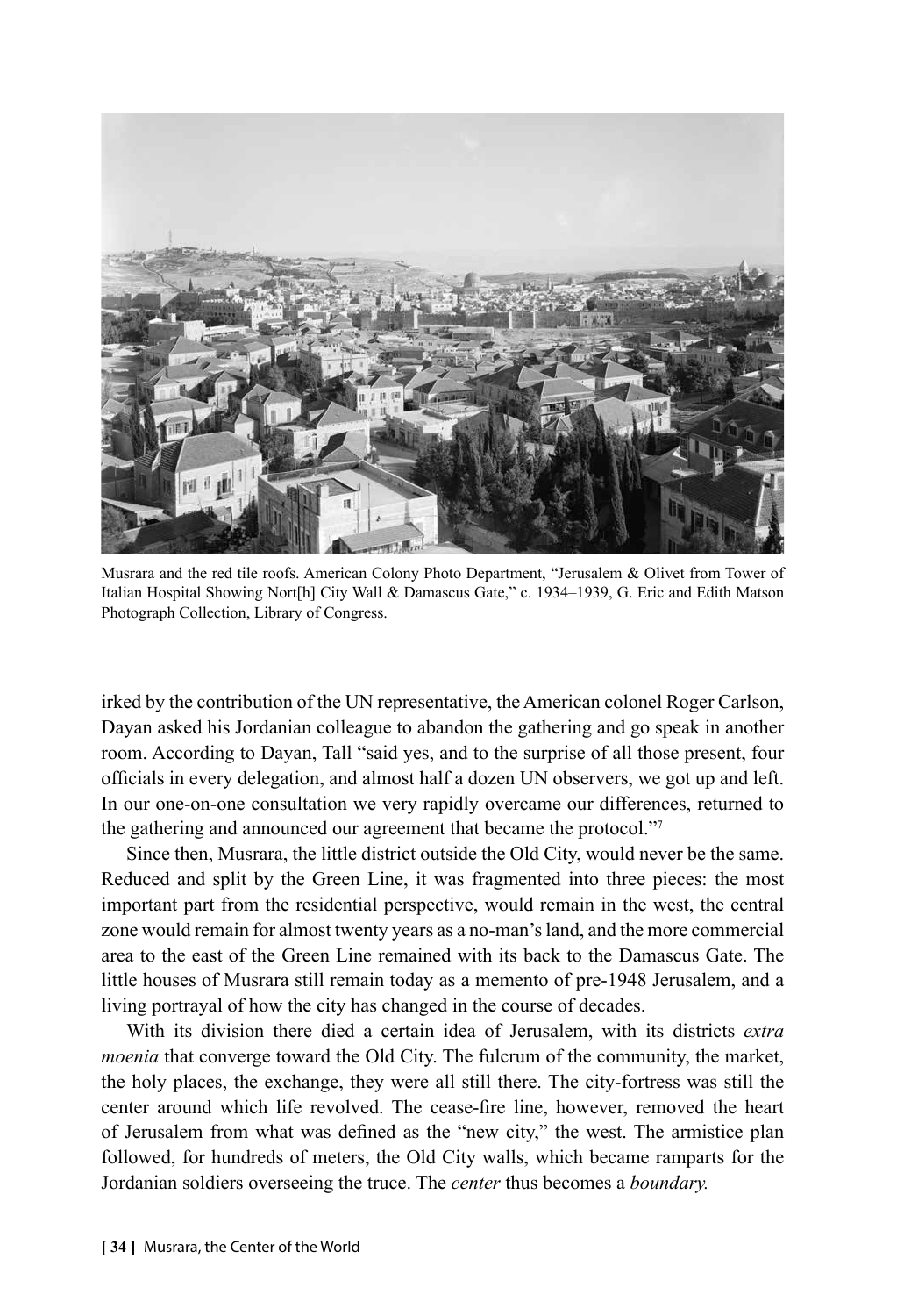Musrara and the red tile roofs. American Colony Photo Department, "Jerusalem & Olivet from Tower of Italian Hospital Showing Nort[h] City Wall & Damascus Gate," c. 1934–1939, G. Eric and Edith Matson Photograph Collection, Library of Congress.

irked by the contribution of the UN representative, the American colonel Roger Carlson, Dayan asked his Jordanian colleague to abandon the gathering and go speak in another room. According to Dayan, Tall "said yes, and to the surprise of all those present, four officials in every delegation, and almost half a dozen UN observers, we got up and left. In our one-on-one consultation we very rapidly overcame our differences, returned to the gathering and announced our agreement that became the protocol."[7]

Since then, Musrara, the little district outside the Old City, would never be the same. Reduced and split by the Green Line, it was fragmented into three pieces: the most important part from the residential perspective, would remain in the west, the central zone would remain for almost twenty years as a no-man's land, and the more commercial area to the east of the Green Line remained with its back to the Damascus Gate. The little houses of Musrara still remain today as a memento of pre-1948 Jerusalem, and a living portrayal of how the city has changed in the course of decades.

With its division there died a certain idea of Jerusalem, with its districts *extra moenia* that converge toward the Old City. The fulcrum of the community, the market, the holy places, the exchange, they were all still there. The city-fortress was still the center around which life revolved. The cease-fire line, however, removed the heart of Jerusalem from what was defined as the "new city," the west. The armistice plan followed, for hundreds of meters, the Old City walls, which became ramparts for the Jordanian soldiers overseeing the truce. The *center* thus becomes a *boundary.*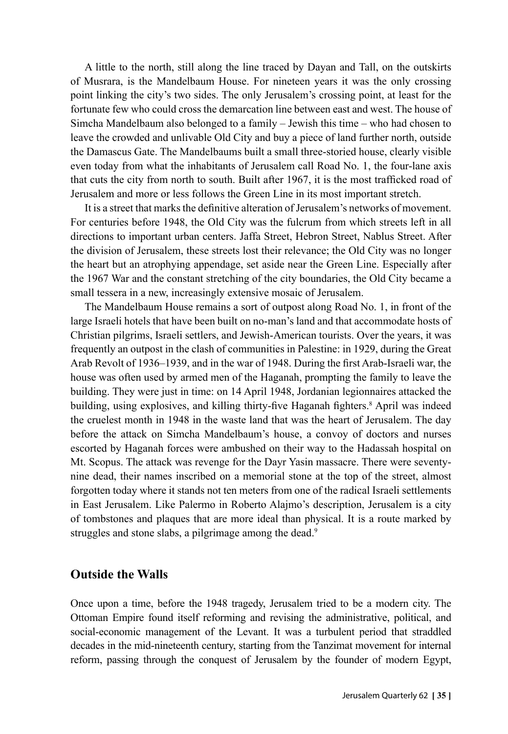A little to the north, still along the line traced by Dayan and Tall, on the outskirts of Musrara, is the Mandelbaum House. For nineteen years it was the only crossing point linking the city's two sides. The only Jerusalem's crossing point, at least for the fortunate few who could cross the demarcation line between east and west. The house of Simcha Mandelbaum also belonged to a family – Jewish this time – who had chosen to leave the crowded and unlivable Old City and buy a piece of land further north, outside the Damascus Gate. The Mandelbaums built a small three-storied house, clearly visible even today from what the inhabitants of Jerusalem call Road No. 1, the four-lane axis that cuts the city from north to south. Built after 1967, it is the most trafficked road of Jerusalem and more or less follows the Green Line in its most important stretch.

It is a street that marks the definitive alteration of Jerusalem's networks of movement. For centuries before 1948, the Old City was the fulcrum from which streets left in all directions to important urban centers. Jaffa Street, Hebron Street, Nablus Street. After the division of Jerusalem, these streets lost their relevance; the Old City was no longer the heart but an atrophying appendage, set aside near the Green Line. Especially after the 1967 War and the constant stretching of the city boundaries, the Old City became a small tessera in a new, increasingly extensive mosaic of Jerusalem.

The Mandelbaum House remains a sort of outpost along Road No. 1, in front of the large Israeli hotels that have been built on no-man's land and that accommodate hosts of Christian pilgrims, Israeli settlers, and Jewish-American tourists. Over the years, it was frequently an outpost in the clash of communities in Palestine: in 1929, during the Great Arab Revolt of 1936–1939, and in the war of 1948. During the first Arab-Israeli war, the house was often used by armed men of the Haganah, prompting the family to leave the building. They were just in time: on 14 April 1948, Jordanian legionnaires attacked the building, using explosives, and killing thirty-five Haganah fighters.[8] April was indeed the cruelest month in 1948 in the waste land that was the heart of Jerusalem. The day before the attack on Simcha Mandelbaum's house, a convoy of doctors and nurses escorted by Haganah forces were ambushed on their way to the Hadassah hospital on Mt. Scopus. The attack was revenge for the Dayr Yasin massacre. There were seventy-nine dead, their names inscribed on a memorial stone at the top of the street, almost forgotten today where it stands not ten meters from one of the radical Israeli settlements in East Jerusalem. Like Palermo in Roberto Alajmo's description, Jerusalem is a city of tombstones and plaques that are more ideal than physical. It is a route marked by struggles and stone slabs, a pilgrimage among the dead.[9]

## Outside the Walls

Once upon a time, before the 1948 tragedy, Jerusalem tried to be a modern city. The Ottoman Empire found itself reforming and revising the administrative, political, and social-economic management of the Levant. It was a turbulent period that straddled decades in the mid-nineteenth century, starting from the Tanzimat movement for internal reform, passing through the conquest of Jerusalem by the founder of modern Egypt,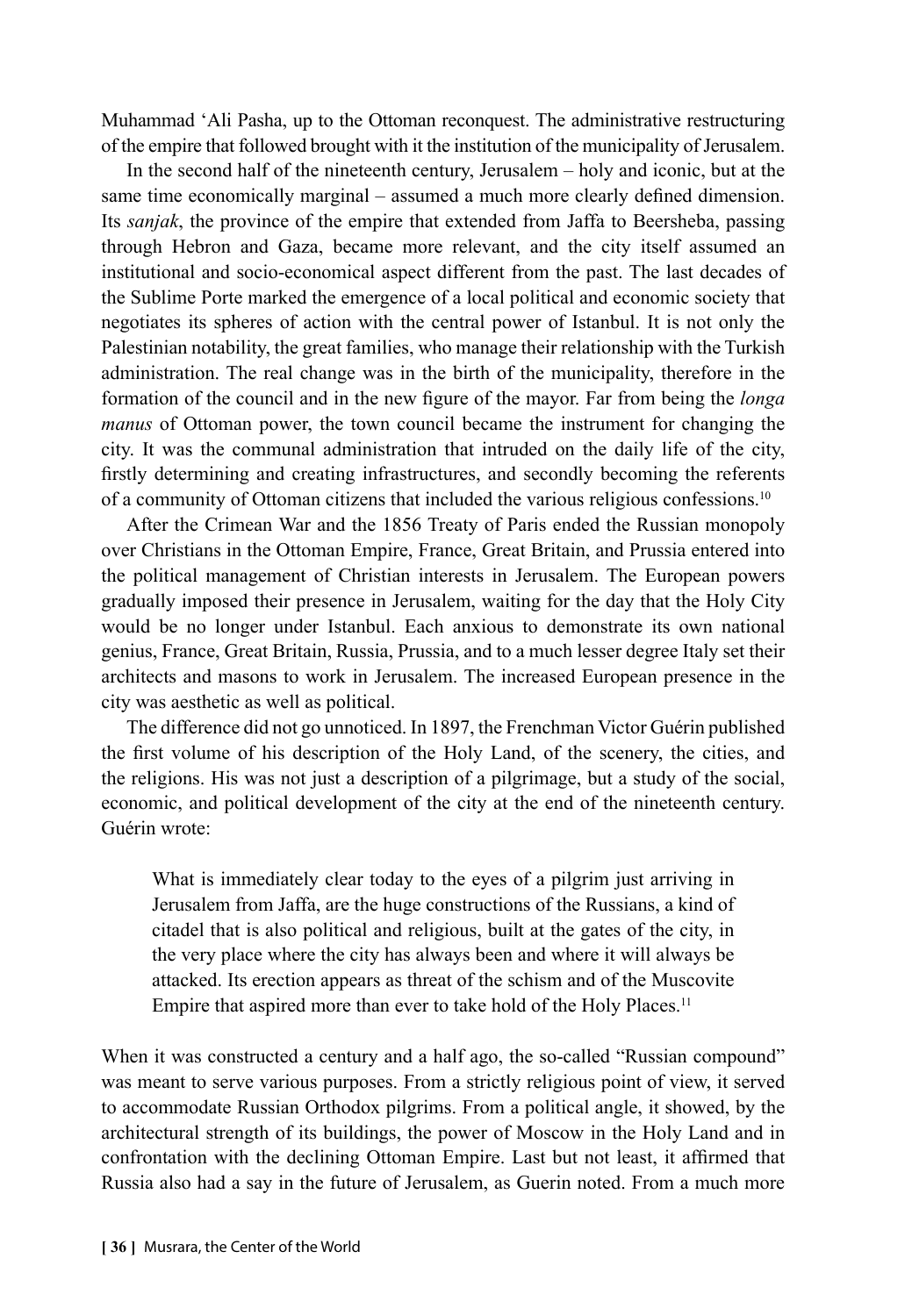Muhammad ‘Ali Pasha, up to the Ottoman reconquest. The administrative restructuring of the empire that followed brought with it the institution of the municipality of Jerusalem.

In the second half of the nineteenth century, Jerusalem – holy and iconic, but at the same time economically marginal – assumed a much more clearly defined dimension. Its *sanjak*, the province of the empire that extended from Jaffa to Beersheba, passing through Hebron and Gaza, became more relevant, and the city itself assumed an institutional and socio-economical aspect different from the past. The last decades of the Sublime Porte marked the emergence of a local political and economic society that negotiates its spheres of action with the central power of Istanbul. It is not only the Palestinian notability, the great families, who manage their relationship with the Turkish administration. The real change was in the birth of the municipality, therefore in the formation of the council and in the new figure of the mayor. Far from being the *longa manus* of Ottoman power, the town council became the instrument for changing the city. It was the communal administration that intruded on the daily life of the city, firstly determining and creating infrastructures, and secondly becoming the referents of a community of Ottoman citizens that included the various religious confessions.[10]

After the Crimean War and the 1856 Treaty of Paris ended the Russian monopoly over Christians in the Ottoman Empire, France, Great Britain, and Prussia entered into the political management of Christian interests in Jerusalem. The European powers gradually imposed their presence in Jerusalem, waiting for the day that the Holy City would be no longer under Istanbul. Each anxious to demonstrate its own national genius, France, Great Britain, Russia, Prussia, and to a much lesser degree Italy set their architects and masons to work in Jerusalem. The increased European presence in the city was aesthetic as well as political.

The difference did not go unnoticed. In 1897, the Frenchman Victor Guérin published the first volume of his description of the Holy Land, of the scenery, the cities, and the religions. His was not just a description of a pilgrimage, but a study of the social, economic, and political development of the city at the end of the nineteenth century. Guérin wrote:

> What is immediately clear today to the eyes of a pilgrim just arriving in Jerusalem from Jaffa, are the huge constructions of the Russians, a kind of citadel that is also political and religious, built at the gates of the city, in the very place where the city has always been and where it will always be attacked. Its erection appears as threat of the schism and of the Muscovite Empire that aspired more than ever to take hold of the Holy Places.[11]

When it was constructed a century and a half ago, the so-called “Russian compound” was meant to serve various purposes. From a strictly religious point of view, it served to accommodate Russian Orthodox pilgrims. From a political angle, it showed, by the architectural strength of its buildings, the power of Moscow in the Holy Land and in confrontation with the declining Ottoman Empire. Last but not least, it affirmed that Russia also had a say in the future of Jerusalem, as Guerin noted. From a much more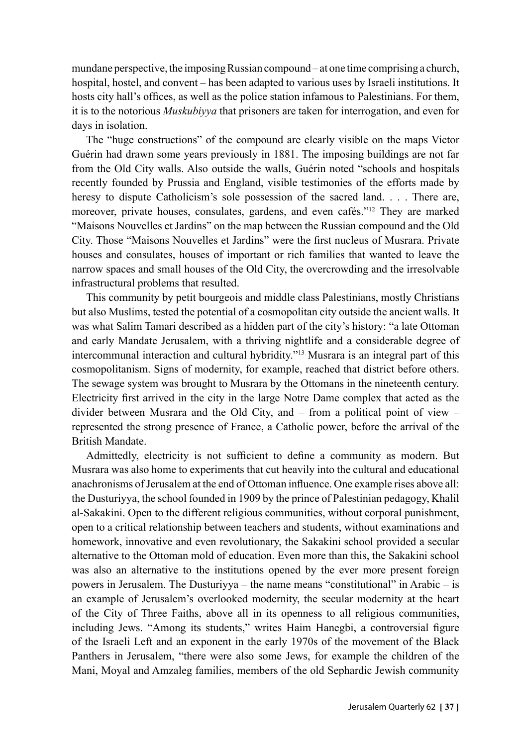mundane perspective, the imposing Russian compound – at one time comprising a church, hospital, hostel, and convent – has been adapted to various uses by Israeli institutions. It hosts city hall's offices, as well as the police station infamous to Palestinians. For them, it is to the notorious *Muskubiyya* that prisoners are taken for interrogation, and even for days in isolation.

The "huge constructions" of the compound are clearly visible on the maps Victor Guérin had drawn some years previously in 1881. The imposing buildings are not far from the Old City walls. Also outside the walls, Guérin noted "schools and hospitals recently founded by Prussia and England, visible testimonies of the efforts made by heresy to dispute Catholicism's sole possession of the sacred land. . . . There are, moreover, private houses, consulates, gardens, and even cafés."[12] They are marked "Maisons Nouvelles et Jardins" on the map between the Russian compound and the Old City. Those "Maisons Nouvelles et Jardins" were the first nucleus of Musrara. Private houses and consulates, houses of important or rich families that wanted to leave the narrow spaces and small houses of the Old City, the overcrowding and the irresolvable infrastructural problems that resulted.

This community by petit bourgeois and middle class Palestinians, mostly Christians but also Muslims, tested the potential of a cosmopolitan city outside the ancient walls. It was what Salim Tamari described as a hidden part of the city's history: "a late Ottoman and early Mandate Jerusalem, with a thriving nightlife and a considerable degree of intercommunal interaction and cultural hybridity."[13] Musrara is an integral part of this cosmopolitanism. Signs of modernity, for example, reached that district before others. The sewage system was brought to Musrara by the Ottomans in the nineteenth century. Electricity first arrived in the city in the large Notre Dame complex that acted as the divider between Musrara and the Old City, and – from a political point of view – represented the strong presence of France, a Catholic power, before the arrival of the British Mandate.

Admittedly, electricity is not sufficient to define a community as modern. But Musrara was also home to experiments that cut heavily into the cultural and educational anachronisms of Jerusalem at the end of Ottoman influence. One example rises above all: the Dusturiyya, the school founded in 1909 by the prince of Palestinian pedagogy, Khalil al-Sakakini. Open to the different religious communities, without corporal punishment, open to a critical relationship between teachers and students, without examinations and homework, innovative and even revolutionary, the Sakakini school provided a secular alternative to the Ottoman mold of education. Even more than this, the Sakakini school was also an alternative to the institutions opened by the ever more present foreign powers in Jerusalem. The Dusturiyya – the name means "constitutional" in Arabic – is an example of Jerusalem's overlooked modernity, the secular modernity at the heart of the City of Three Faiths, above all in its openness to all religious communities, including Jews. "Among its students," writes Haim Hanegbi, a controversial figure of the Israeli Left and an exponent in the early 1970s of the movement of the Black Panthers in Jerusalem, "there were also some Jews, for example the children of the Mani, Moyal and Amzaleg families, members of the old Sephardic Jewish community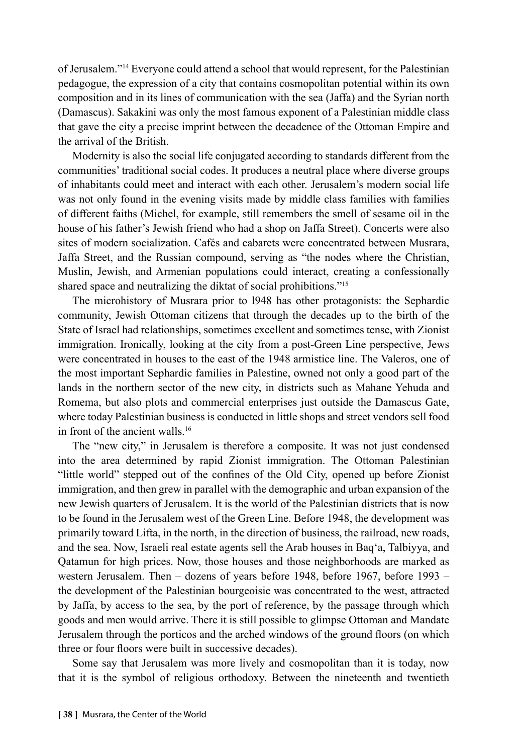of Jerusalem."[14] Everyone could attend a school that would represent, for the Palestinian pedagogue, the expression of a city that contains cosmopolitan potential within its own composition and in its lines of communication with the sea (Jaffa) and the Syrian north (Damascus). Sakakini was only the most famous exponent of a Palestinian middle class that gave the city a precise imprint between the decadence of the Ottoman Empire and the arrival of the British.

Modernity is also the social life conjugated according to standards different from the communities' traditional social codes. It produces a neutral place where diverse groups of inhabitants could meet and interact with each other. Jerusalem's modern social life was not only found in the evening visits made by middle class families with families of different faiths (Michel, for example, still remembers the smell of sesame oil in the house of his father's Jewish friend who had a shop on Jaffa Street). Concerts were also sites of modern socialization. Cafés and cabarets were concentrated between Musrara, Jaffa Street, and the Russian compound, serving as "the nodes where the Christian, Muslin, Jewish, and Armenian populations could interact, creating a confessionally shared space and neutralizing the diktat of social prohibitions."[15]

The microhistory of Musrara prior to l948 has other protagonists: the Sephardic community, Jewish Ottoman citizens that through the decades up to the birth of the State of Israel had relationships, sometimes excellent and sometimes tense, with Zionist immigration. Ironically, looking at the city from a post-Green Line perspective, Jews were concentrated in houses to the east of the 1948 armistice line. The Valeros, one of the most important Sephardic families in Palestine, owned not only a good part of the lands in the northern sector of the new city, in districts such as Mahane Yehuda and Romema, but also plots and commercial enterprises just outside the Damascus Gate, where today Palestinian business is conducted in little shops and street vendors sell food in front of the ancient walls.[16]

The "new city," in Jerusalem is therefore a composite. It was not just condensed into the area determined by rapid Zionist immigration. The Ottoman Palestinian "little world" stepped out of the confines of the Old City, opened up before Zionist immigration, and then grew in parallel with the demographic and urban expansion of the new Jewish quarters of Jerusalem. It is the world of the Palestinian districts that is now to be found in the Jerusalem west of the Green Line. Before 1948, the development was primarily toward Lifta, in the north, in the direction of business, the railroad, new roads, and the sea. Now, Israeli real estate agents sell the Arab houses in Baq'a, Talbiyya, and Qatamun for high prices. Now, those houses and those neighborhoods are marked as western Jerusalem. Then – dozens of years before 1948, before 1967, before 1993 – the development of the Palestinian bourgeoisie was concentrated to the west, attracted by Jaffa, by access to the sea, by the port of reference, by the passage through which goods and men would arrive. There it is still possible to glimpse Ottoman and Mandate Jerusalem through the porticos and the arched windows of the ground floors (on which three or four floors were built in successive decades).

Some say that Jerusalem was more lively and cosmopolitan than it is today, now that it is the symbol of religious orthodoxy. Between the nineteenth and twentieth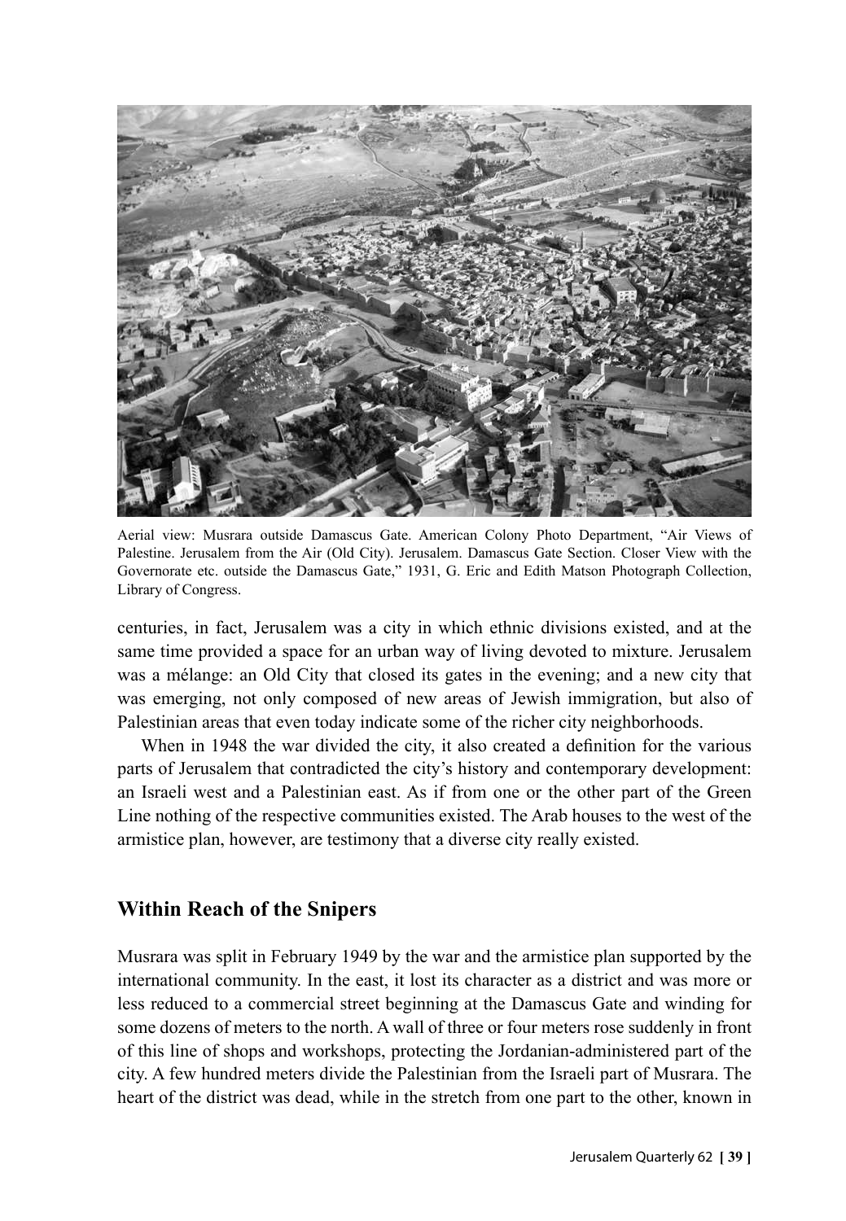Aerial view: Musrara outside Damascus Gate. American Colony Photo Department, "Air Views of Palestine. Jerusalem from the Air (Old City). Jerusalem. Damascus Gate Section. Closer View with the Governorate etc. outside the Damascus Gate," 1931, G. Eric and Edith Matson Photograph Collection, Library of Congress.

centuries, in fact, Jerusalem was a city in which ethnic divisions existed, and at the same time provided a space for an urban way of living devoted to mixture. Jerusalem was a mélange: an Old City that closed its gates in the evening; and a new city that was emerging, not only composed of new areas of Jewish immigration, but also of Palestinian areas that even today indicate some of the richer city neighborhoods.

When in 1948 the war divided the city, it also created a definition for the various parts of Jerusalem that contradicted the city's history and contemporary development: an Israeli west and a Palestinian east. As if from one or the other part of the Green Line nothing of the respective communities existed. The Arab houses to the west of the armistice plan, however, are testimony that a diverse city really existed.

## Within Reach of the Snipers

Musrara was split in February 1949 by the war and the armistice plan supported by the international community. In the east, it lost its character as a district and was more or less reduced to a commercial street beginning at the Damascus Gate and winding for some dozens of meters to the north. A wall of three or four meters rose suddenly in front of this line of shops and workshops, protecting the Jordanian-administered part of the city. A few hundred meters divide the Palestinian from the Israeli part of Musrara. The heart of the district was dead, while in the stretch from one part to the other, known in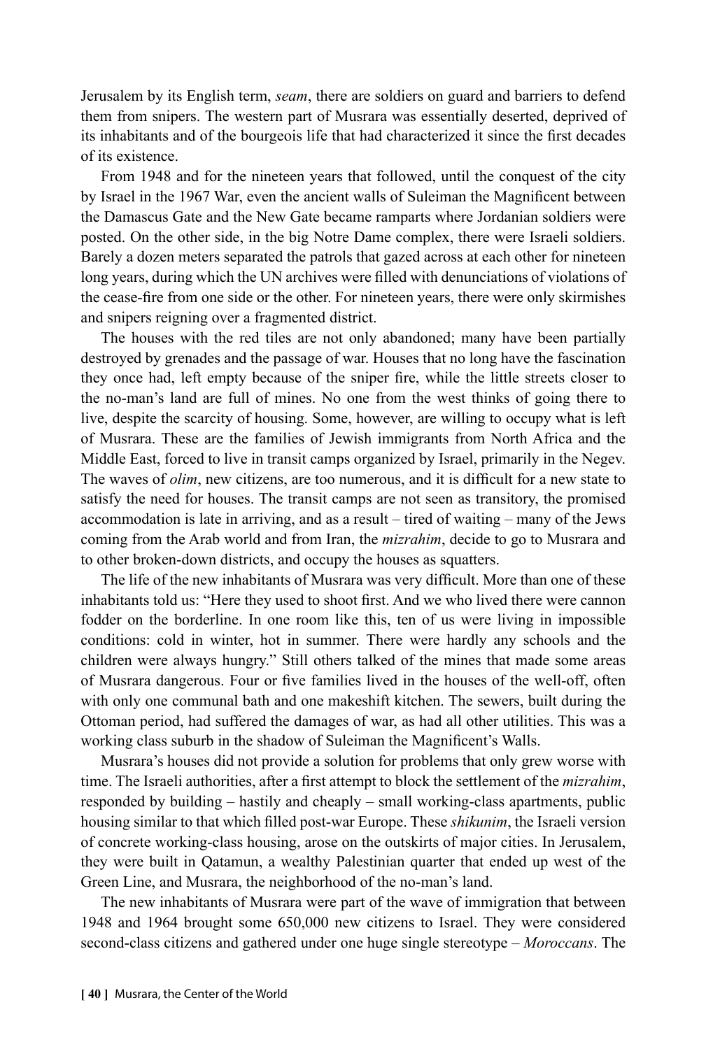Jerusalem by its English term, *seam*, there are soldiers on guard and barriers to defend them from snipers. The western part of Musrara was essentially deserted, deprived of its inhabitants and of the bourgeois life that had characterized it since the first decades of its existence.

From 1948 and for the nineteen years that followed, until the conquest of the city by Israel in the 1967 War, even the ancient walls of Suleiman the Magnificent between the Damascus Gate and the New Gate became ramparts where Jordanian soldiers were posted. On the other side, in the big Notre Dame complex, there were Israeli soldiers. Barely a dozen meters separated the patrols that gazed across at each other for nineteen long years, during which the UN archives were filled with denunciations of violations of the cease-fire from one side or the other. For nineteen years, there were only skirmishes and snipers reigning over a fragmented district.

The houses with the red tiles are not only abandoned; many have been partially destroyed by grenades and the passage of war. Houses that no long have the fascination they once had, left empty because of the sniper fire, while the little streets closer to the no-man's land are full of mines. No one from the west thinks of going there to live, despite the scarcity of housing. Some, however, are willing to occupy what is left of Musrara. These are the families of Jewish immigrants from North Africa and the Middle East, forced to live in transit camps organized by Israel, primarily in the Negev. The waves of *olim*, new citizens, are too numerous, and it is difficult for a new state to satisfy the need for houses. The transit camps are not seen as transitory, the promised accommodation is late in arriving, and as a result – tired of waiting – many of the Jews coming from the Arab world and from Iran, the *mizrahim*, decide to go to Musrara and to other broken-down districts, and occupy the houses as squatters.

The life of the new inhabitants of Musrara was very difficult. More than one of these inhabitants told us: "Here they used to shoot first. And we who lived there were cannon fodder on the borderline. In one room like this, ten of us were living in impossible conditions: cold in winter, hot in summer. There were hardly any schools and the children were always hungry." Still others talked of the mines that made some areas of Musrara dangerous. Four or five families lived in the houses of the well-off, often with only one communal bath and one makeshift kitchen. The sewers, built during the Ottoman period, had suffered the damages of war, as had all other utilities. This was a working class suburb in the shadow of Suleiman the Magnificent's Walls.

Musrara's houses did not provide a solution for problems that only grew worse with time. The Israeli authorities, after a first attempt to block the settlement of the *mizrahim*, responded by building – hastily and cheaply – small working-class apartments, public housing similar to that which filled post-war Europe. These *shikunim*, the Israeli version of concrete working-class housing, arose on the outskirts of major cities. In Jerusalem, they were built in Qatamun, a wealthy Palestinian quarter that ended up west of the Green Line, and Musrara, the neighborhood of the no-man's land.

The new inhabitants of Musrara were part of the wave of immigration that between 1948 and 1964 brought some 650,000 new citizens to Israel. They were considered second-class citizens and gathered under one huge single stereotype – *Moroccans*. The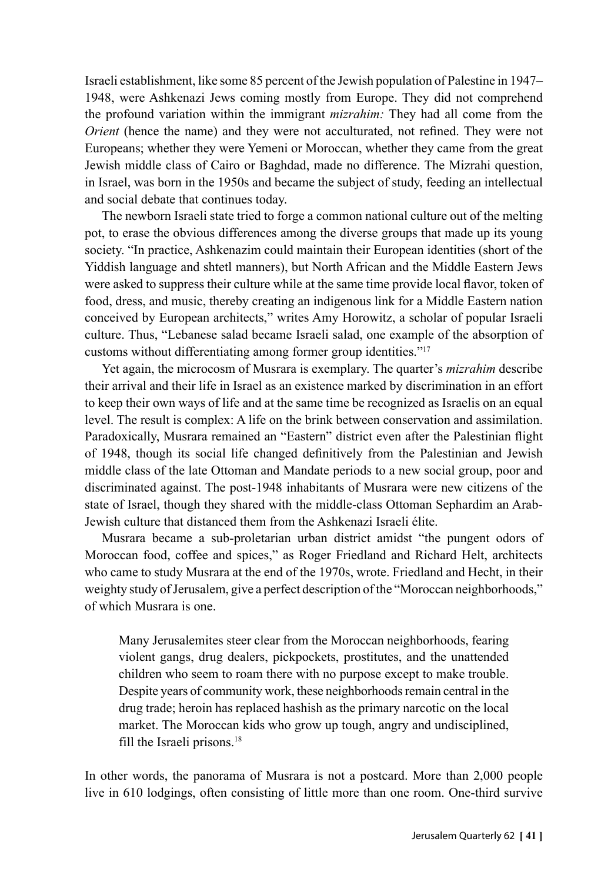Israeli establishment, like some 85 percent of the Jewish population of Palestine in 1947–1948, were Ashkenazi Jews coming mostly from Europe. They did not comprehend the profound variation within the immigrant *mizrahim:* They had all come from the *Orient* (hence the name) and they were not acculturated, not refined. They were not Europeans; whether they were Yemeni or Moroccan, whether they came from the great Jewish middle class of Cairo or Baghdad, made no difference. The Mizrahi question, in Israel, was born in the 1950s and became the subject of study, feeding an intellectual and social debate that continues today.

The newborn Israeli state tried to forge a common national culture out of the melting pot, to erase the obvious differences among the diverse groups that made up its young society. "In practice, Ashkenazim could maintain their European identities (short of the Yiddish language and shtetl manners), but North African and the Middle Eastern Jews were asked to suppress their culture while at the same time provide local flavor, token of food, dress, and music, thereby creating an indigenous link for a Middle Eastern nation conceived by European architects," writes Amy Horowitz, a scholar of popular Israeli culture. Thus, "Lebanese salad became Israeli salad, one example of the absorption of customs without differentiating among former group identities."[17]

Yet again, the microcosm of Musrara is exemplary. The quarter's *mizrahim* describe their arrival and their life in Israel as an existence marked by discrimination in an effort to keep their own ways of life and at the same time be recognized as Israelis on an equal level. The result is complex: A life on the brink between conservation and assimilation. Paradoxically, Musrara remained an "Eastern" district even after the Palestinian flight of 1948, though its social life changed definitively from the Palestinian and Jewish middle class of the late Ottoman and Mandate periods to a new social group, poor and discriminated against. The post-1948 inhabitants of Musrara were new citizens of the state of Israel, though they shared with the middle-class Ottoman Sephardim an Arab-Jewish culture that distanced them from the Ashkenazi Israeli élite.

Musrara became a sub-proletarian urban district amidst "the pungent odors of Moroccan food, coffee and spices," as Roger Friedland and Richard Helt, architects who came to study Musrara at the end of the 1970s, wrote. Friedland and Hecht, in their weighty study of Jerusalem, give a perfect description of the "Moroccan neighborhoods," of which Musrara is one.

> Many Jerusalemites steer clear from the Moroccan neighborhoods, fearing violent gangs, drug dealers, pickpockets, prostitutes, and the unattended children who seem to roam there with no purpose except to make trouble. Despite years of community work, these neighborhoods remain central in the drug trade; heroin has replaced hashish as the primary narcotic on the local market. The Moroccan kids who grow up tough, angry and undisciplined, fill the Israeli prisons.[18]

In other words, the panorama of Musrara is not a postcard. More than 2,000 people live in 610 lodgings, often consisting of little more than one room. One-third survive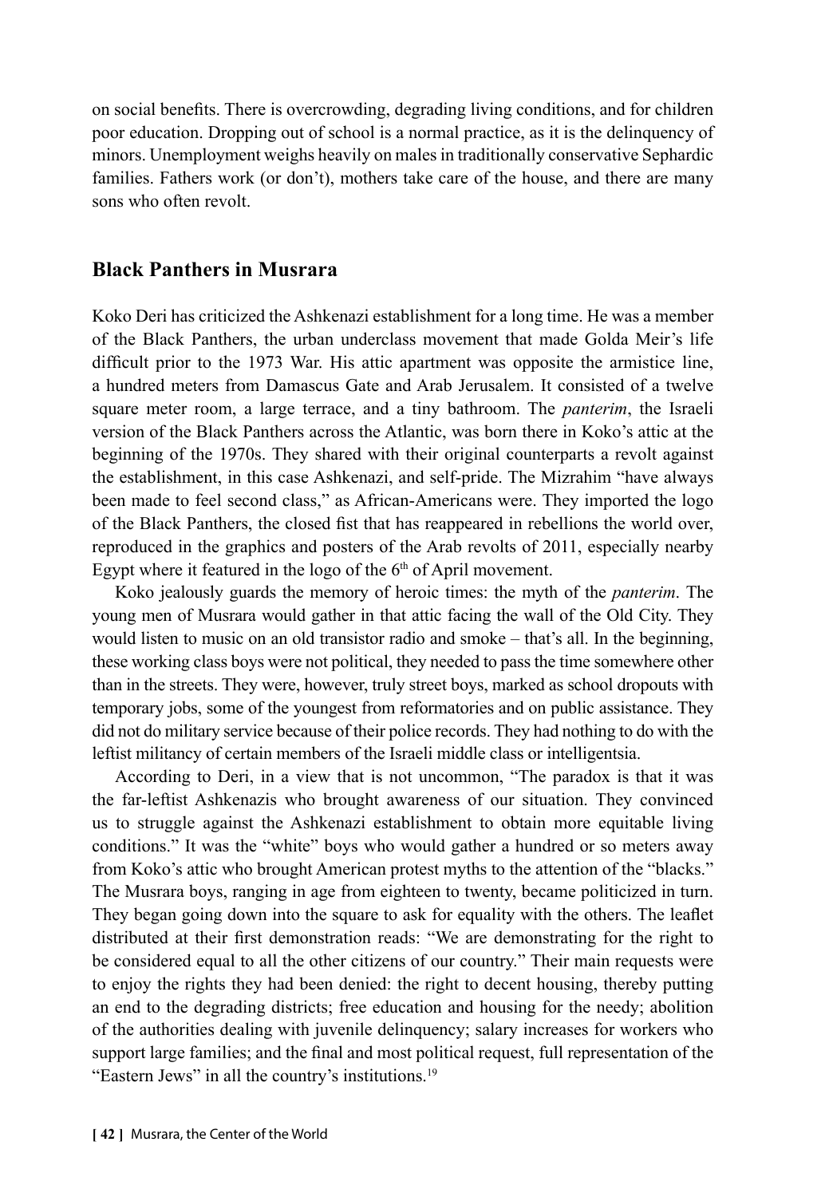on social benefits. There is overcrowding, degrading living conditions, and for children poor education. Dropping out of school is a normal practice, as it is the delinquency of minors. Unemployment weighs heavily on males in traditionally conservative Sephardic families. Fathers work (or don't), mothers take care of the house, and there are many sons who often revolt.

## Black Panthers in Musrara

Koko Deri has criticized the Ashkenazi establishment for a long time. He was a member of the Black Panthers, the urban underclass movement that made Golda Meir's life difficult prior to the 1973 War. His attic apartment was opposite the armistice line, a hundred meters from Damascus Gate and Arab Jerusalem. It consisted of a twelve square meter room, a large terrace, and a tiny bathroom. The *panterim*, the Israeli version of the Black Panthers across the Atlantic, was born there in Koko's attic at the beginning of the 1970s. They shared with their original counterparts a revolt against the establishment, in this case Ashkenazi, and self-pride. The Mizrahim "have always been made to feel second class," as African-Americans were. They imported the logo of the Black Panthers, the closed fist that has reappeared in rebellions the world over, reproduced in the graphics and posters of the Arab revolts of 2011, especially nearby Egypt where it featured in the logo of the 6th of April movement.

Koko jealously guards the memory of heroic times: the myth of the *panterim*. The young men of Musrara would gather in that attic facing the wall of the Old City. They would listen to music on an old transistor radio and smoke – that's all. In the beginning, these working class boys were not political, they needed to pass the time somewhere other than in the streets. They were, however, truly street boys, marked as school dropouts with temporary jobs, some of the youngest from reformatories and on public assistance. They did not do military service because of their police records. They had nothing to do with the leftist militancy of certain members of the Israeli middle class or intelligentsia.

According to Deri, in a view that is not uncommon, "The paradox is that it was the far-leftist Ashkenazis who brought awareness of our situation. They convinced us to struggle against the Ashkenazi establishment to obtain more equitable living conditions." It was the "white" boys who would gather a hundred or so meters away from Koko's attic who brought American protest myths to the attention of the "blacks." The Musrara boys, ranging in age from eighteen to twenty, became politicized in turn. They began going down into the square to ask for equality with the others. The leaflet distributed at their first demonstration reads: "We are demonstrating for the right to be considered equal to all the other citizens of our country." Their main requests were to enjoy the rights they had been denied: the right to decent housing, thereby putting an end to the degrading districts; free education and housing for the needy; abolition of the authorities dealing with juvenile delinquency; salary increases for workers who support large families; and the final and most political request, full representation of the "Eastern Jews" in all the country's institutions.[19]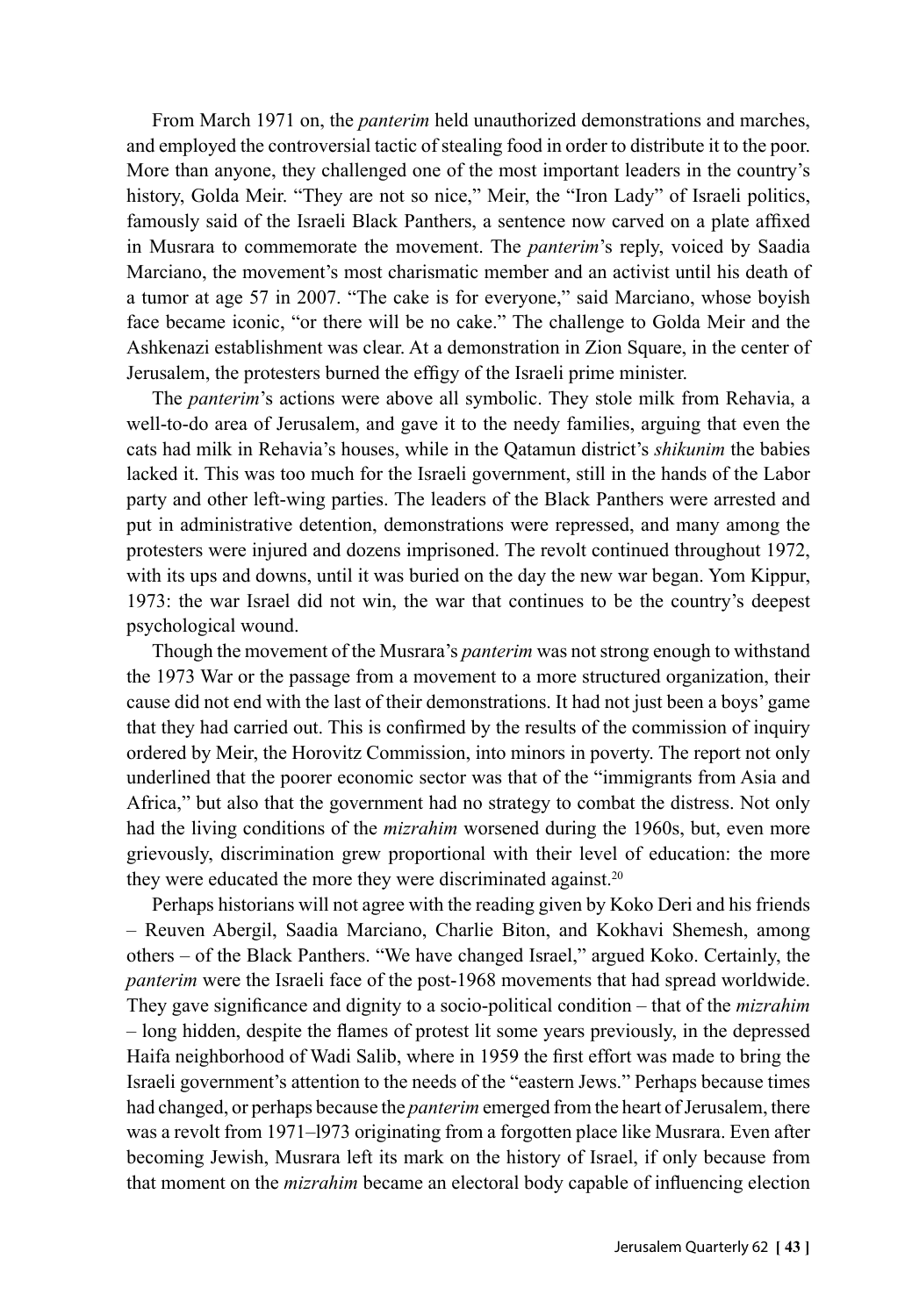From March 1971 on, the *panterim* held unauthorized demonstrations and marches, and employed the controversial tactic of stealing food in order to distribute it to the poor. More than anyone, they challenged one of the most important leaders in the country's history, Golda Meir. "They are not so nice," Meir, the "Iron Lady" of Israeli politics, famously said of the Israeli Black Panthers, a sentence now carved on a plate affixed in Musrara to commemorate the movement. The *panterim*'s reply, voiced by Saadia Marciano, the movement's most charismatic member and an activist until his death of a tumor at age 57 in 2007. "The cake is for everyone," said Marciano, whose boyish face became iconic, "or there will be no cake." The challenge to Golda Meir and the Ashkenazi establishment was clear. At a demonstration in Zion Square, in the center of Jerusalem, the protesters burned the effigy of the Israeli prime minister.

The *panterim*'s actions were above all symbolic. They stole milk from Rehavia, a well-to-do area of Jerusalem, and gave it to the needy families, arguing that even the cats had milk in Rehavia's houses, while in the Qatamun district's *shikunim* the babies lacked it. This was too much for the Israeli government, still in the hands of the Labor party and other left-wing parties. The leaders of the Black Panthers were arrested and put in administrative detention, demonstrations were repressed, and many among the protesters were injured and dozens imprisoned. The revolt continued throughout 1972, with its ups and downs, until it was buried on the day the new war began. Yom Kippur, 1973: the war Israel did not win, the war that continues to be the country's deepest psychological wound.

Though the movement of the Musrara's *panterim* was not strong enough to withstand the 1973 War or the passage from a movement to a more structured organization, their cause did not end with the last of their demonstrations. It had not just been a boys' game that they had carried out. This is confirmed by the results of the commission of inquiry ordered by Meir, the Horovitz Commission, into minors in poverty. The report not only underlined that the poorer economic sector was that of the "immigrants from Asia and Africa," but also that the government had no strategy to combat the distress. Not only had the living conditions of the *mizrahim* worsened during the 1960s, but, even more grievously, discrimination grew proportional with their level of education: the more they were educated the more they were discriminated against.[20]

Perhaps historians will not agree with the reading given by Koko Deri and his friends – Reuven Abergil, Saadia Marciano, Charlie Biton, and Kokhavi Shemesh, among others – of the Black Panthers. "We have changed Israel," argued Koko. Certainly, the *panterim* were the Israeli face of the post-1968 movements that had spread worldwide. They gave significance and dignity to a socio-political condition – that of the *mizrahim* – long hidden, despite the flames of protest lit some years previously, in the depressed Haifa neighborhood of Wadi Salib, where in 1959 the first effort was made to bring the Israeli government's attention to the needs of the "eastern Jews." Perhaps because times had changed, or perhaps because the *panterim* emerged from the heart of Jerusalem, there was a revolt from 1971–l973 originating from a forgotten place like Musrara. Even after becoming Jewish, Musrara left its mark on the history of Israel, if only because from that moment on the *mizrahim* became an electoral body capable of influencing election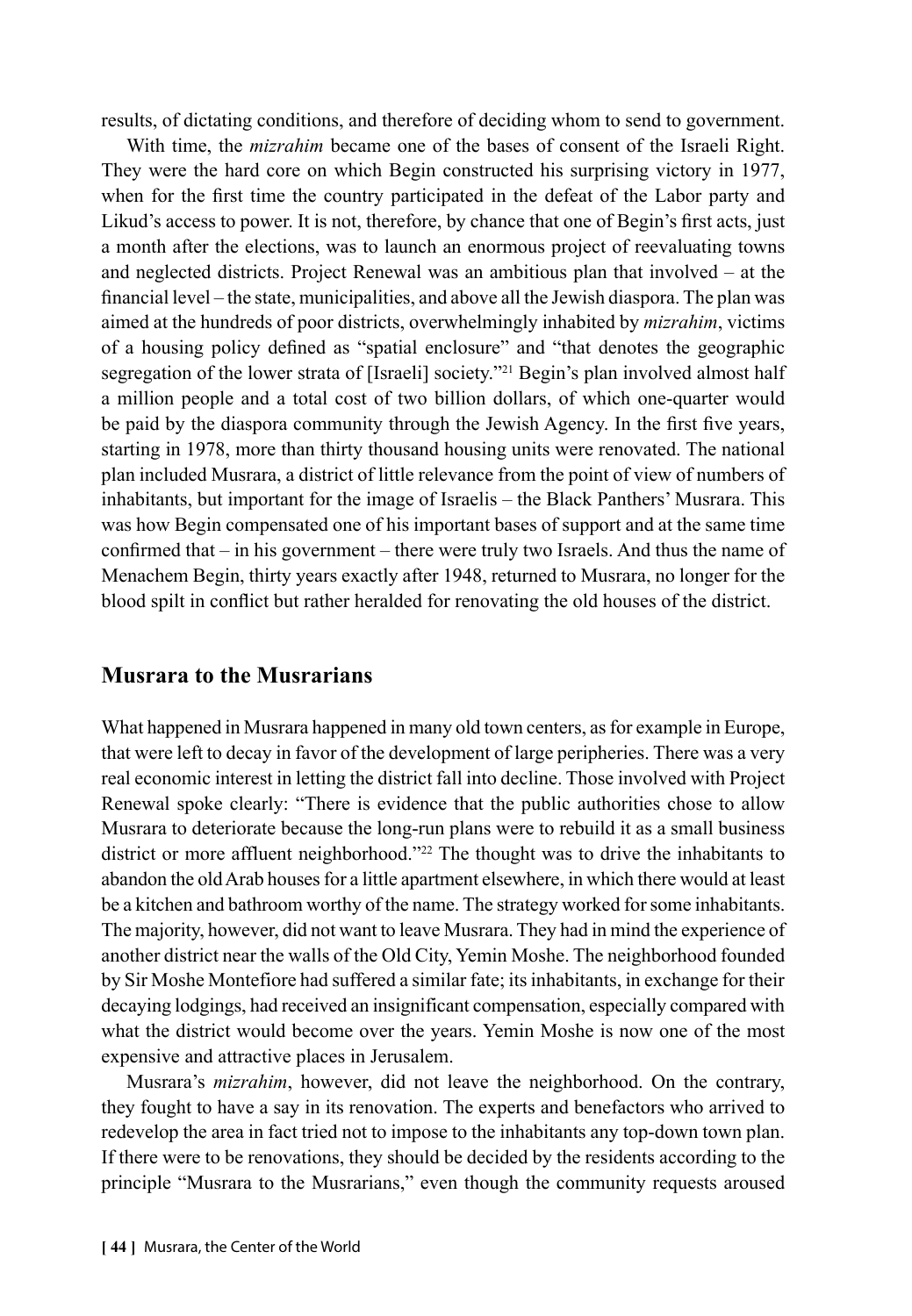results, of dictating conditions, and therefore of deciding whom to send to government.

With time, the *mizrahim* became one of the bases of consent of the Israeli Right. They were the hard core on which Begin constructed his surprising victory in 1977, when for the first time the country participated in the defeat of the Labor party and Likud's access to power. It is not, therefore, by chance that one of Begin's first acts, just a month after the elections, was to launch an enormous project of reevaluating towns and neglected districts. Project Renewal was an ambitious plan that involved – at the financial level – the state, municipalities, and above all the Jewish diaspora. The plan was aimed at the hundreds of poor districts, overwhelmingly inhabited by *mizrahim*, victims of a housing policy defined as "spatial enclosure" and "that denotes the geographic segregation of the lower strata of [Israeli] society."[21] Begin's plan involved almost half a million people and a total cost of two billion dollars, of which one-quarter would be paid by the diaspora community through the Jewish Agency. In the first five years, starting in 1978, more than thirty thousand housing units were renovated. The national plan included Musrara, a district of little relevance from the point of view of numbers of inhabitants, but important for the image of Israelis – the Black Panthers' Musrara. This was how Begin compensated one of his important bases of support and at the same time confirmed that – in his government – there were truly two Israels. And thus the name of Menachem Begin, thirty years exactly after 1948, returned to Musrara, no longer for the blood spilt in conflict but rather heralded for renovating the old houses of the district.

## Musrara to the Musrarians

What happened in Musrara happened in many old town centers, as for example in Europe, that were left to decay in favor of the development of large peripheries. There was a very real economic interest in letting the district fall into decline. Those involved with Project Renewal spoke clearly: "There is evidence that the public authorities chose to allow Musrara to deteriorate because the long-run plans were to rebuild it as a small business district or more affluent neighborhood."[22] The thought was to drive the inhabitants to abandon the old Arab houses for a little apartment elsewhere, in which there would at least be a kitchen and bathroom worthy of the name. The strategy worked for some inhabitants. The majority, however, did not want to leave Musrara. They had in mind the experience of another district near the walls of the Old City, Yemin Moshe. The neighborhood founded by Sir Moshe Montefiore had suffered a similar fate; its inhabitants, in exchange for their decaying lodgings, had received an insignificant compensation, especially compared with what the district would become over the years. Yemin Moshe is now one of the most expensive and attractive places in Jerusalem.

Musrara's *mizrahim*, however, did not leave the neighborhood. On the contrary, they fought to have a say in its renovation. The experts and benefactors who arrived to redevelop the area in fact tried not to impose to the inhabitants any top-down town plan. If there were to be renovations, they should be decided by the residents according to the principle "Musrara to the Musrarians," even though the community requests aroused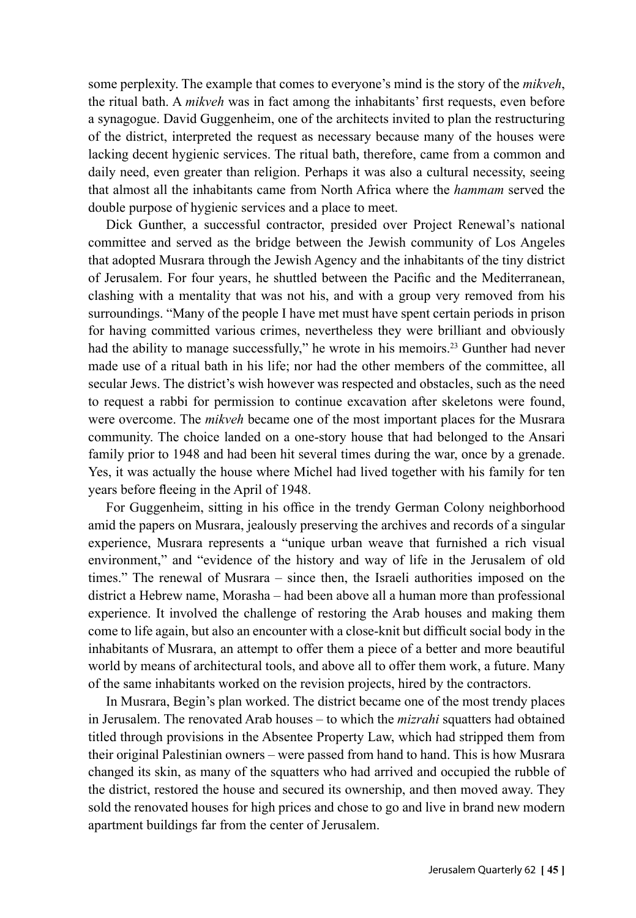some perplexity. The example that comes to everyone's mind is the story of the *mikveh*, the ritual bath. A *mikveh* was in fact among the inhabitants' first requests, even before a synagogue. David Guggenheim, one of the architects invited to plan the restructuring of the district, interpreted the request as necessary because many of the houses were lacking decent hygienic services. The ritual bath, therefore, came from a common and daily need, even greater than religion. Perhaps it was also a cultural necessity, seeing that almost all the inhabitants came from North Africa where the *hammam* served the double purpose of hygienic services and a place to meet.

Dick Gunther, a successful contractor, presided over Project Renewal's national committee and served as the bridge between the Jewish community of Los Angeles that adopted Musrara through the Jewish Agency and the inhabitants of the tiny district of Jerusalem. For four years, he shuttled between the Pacific and the Mediterranean, clashing with a mentality that was not his, and with a group very removed from his surroundings. "Many of the people I have met must have spent certain periods in prison for having committed various crimes, nevertheless they were brilliant and obviously had the ability to manage successfully," he wrote in his memoirs.[23] Gunther had never made use of a ritual bath in his life; nor had the other members of the committee, all secular Jews. The district's wish however was respected and obstacles, such as the need to request a rabbi for permission to continue excavation after skeletons were found, were overcome. The *mikveh* became one of the most important places for the Musrara community. The choice landed on a one-story house that had belonged to the Ansari family prior to 1948 and had been hit several times during the war, once by a grenade. Yes, it was actually the house where Michel had lived together with his family for ten years before fleeing in the April of 1948.

For Guggenheim, sitting in his office in the trendy German Colony neighborhood amid the papers on Musrara, jealously preserving the archives and records of a singular experience, Musrara represents a "unique urban weave that furnished a rich visual environment," and "evidence of the history and way of life in the Jerusalem of old times." The renewal of Musrara – since then, the Israeli authorities imposed on the district a Hebrew name, Morasha – had been above all a human more than professional experience. It involved the challenge of restoring the Arab houses and making them come to life again, but also an encounter with a close-knit but difficult social body in the inhabitants of Musrara, an attempt to offer them a piece of a better and more beautiful world by means of architectural tools, and above all to offer them work, a future. Many of the same inhabitants worked on the revision projects, hired by the contractors.

In Musrara, Begin's plan worked. The district became one of the most trendy places in Jerusalem. The renovated Arab houses – to which the *mizrahi* squatters had obtained titled through provisions in the Absentee Property Law, which had stripped them from their original Palestinian owners – were passed from hand to hand. This is how Musrara changed its skin, as many of the squatters who had arrived and occupied the rubble of the district, restored the house and secured its ownership, and then moved away. They sold the renovated houses for high prices and chose to go and live in brand new modern apartment buildings far from the center of Jerusalem.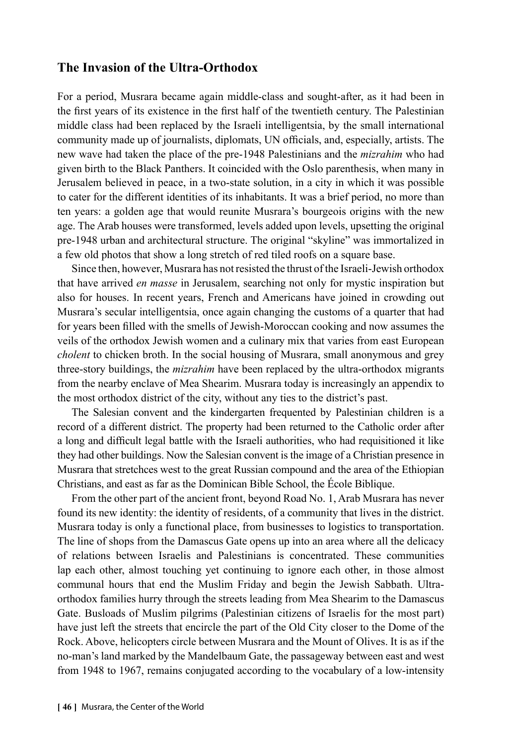## The Invasion of the Ultra-Orthodox

For a period, Musrara became again middle-class and sought-after, as it had been in the first years of its existence in the first half of the twentieth century. The Palestinian middle class had been replaced by the Israeli intelligentsia, by the small international community made up of journalists, diplomats, UN officials, and, especially, artists. The new wave had taken the place of the pre-1948 Palestinians and the *mizrahim* who had given birth to the Black Panthers. It coincided with the Oslo parenthesis, when many in Jerusalem believed in peace, in a two-state solution, in a city in which it was possible to cater for the different identities of its inhabitants. It was a brief period, no more than ten years: a golden age that would reunite Musrara's bourgeois origins with the new age. The Arab houses were transformed, levels added upon levels, upsetting the original pre-1948 urban and architectural structure. The original "skyline" was immortalized in a few old photos that show a long stretch of red tiled roofs on a square base.

Since then, however, Musrara has not resisted the thrust of the Israeli-Jewish orthodox that have arrived *en masse* in Jerusalem, searching not only for mystic inspiration but also for houses. In recent years, French and Americans have joined in crowding out Musrara's secular intelligentsia, once again changing the customs of a quarter that had for years been filled with the smells of Jewish-Moroccan cooking and now assumes the veils of the orthodox Jewish women and a culinary mix that varies from east European *cholent* to chicken broth. In the social housing of Musrara, small anonymous and grey three-story buildings, the *mizrahim* have been replaced by the ultra-orthodox migrants from the nearby enclave of Mea Shearim. Musrara today is increasingly an appendix to the most orthodox district of the city, without any ties to the district's past.

The Salesian convent and the kindergarten frequented by Palestinian children is a record of a different district. The property had been returned to the Catholic order after a long and difficult legal battle with the Israeli authorities, who had requisitioned it like they had other buildings. Now the Salesian convent is the image of a Christian presence in Musrara that stretchces west to the great Russian compound and the area of the Ethiopian Christians, and east as far as the Dominican Bible School, the École Biblique.

From the other part of the ancient front, beyond Road No. 1, Arab Musrara has never found its new identity: the identity of residents, of a community that lives in the district. Musrara today is only a functional place, from businesses to logistics to transportation. The line of shops from the Damascus Gate opens up into an area where all the delicacy of relations between Israelis and Palestinians is concentrated. These communities lap each other, almost touching yet continuing to ignore each other, in those almost communal hours that end the Muslim Friday and begin the Jewish Sabbath. Ultra-orthodox families hurry through the streets leading from Mea Shearim to the Damascus Gate. Busloads of Muslim pilgrims (Palestinian citizens of Israelis for the most part) have just left the streets that encircle the part of the Old City closer to the Dome of the Rock. Above, helicopters circle between Musrara and the Mount of Olives. It is as if the no-man's land marked by the Mandelbaum Gate, the passageway between east and west from 1948 to 1967, remains conjugated according to the vocabulary of a low-intensity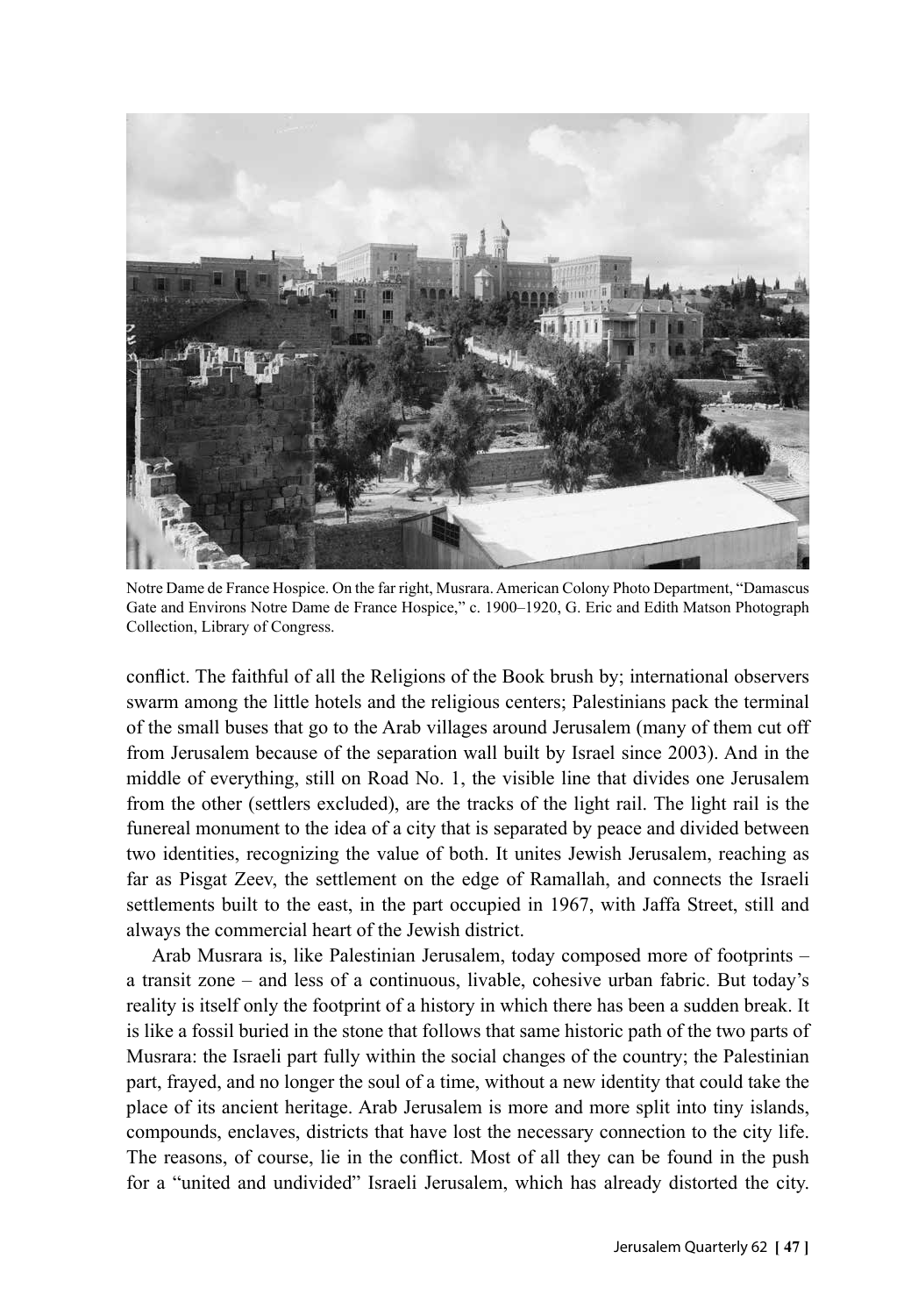Notre Dame de France Hospice. On the far right, Musrara. American Colony Photo Department, "Damascus Gate and Environs Notre Dame de France Hospice," c. 1900–1920, G. Eric and Edith Matson Photograph Collection, Library of Congress.

conflict. The faithful of all the Religions of the Book brush by; international observers swarm among the little hotels and the religious centers; Palestinians pack the terminal of the small buses that go to the Arab villages around Jerusalem (many of them cut off from Jerusalem because of the separation wall built by Israel since 2003). And in the middle of everything, still on Road No. 1, the visible line that divides one Jerusalem from the other (settlers excluded), are the tracks of the light rail. The light rail is the funereal monument to the idea of a city that is separated by peace and divided between two identities, recognizing the value of both. It unites Jewish Jerusalem, reaching as far as Pisgat Zeev, the settlement on the edge of Ramallah, and connects the Israeli settlements built to the east, in the part occupied in 1967, with Jaffa Street, still and always the commercial heart of the Jewish district.

Arab Musrara is, like Palestinian Jerusalem, today composed more of footprints – a transit zone – and less of a continuous, livable, cohesive urban fabric. But today's reality is itself only the footprint of a history in which there has been a sudden break. It is like a fossil buried in the stone that follows that same historic path of the two parts of Musrara: the Israeli part fully within the social changes of the country; the Palestinian part, frayed, and no longer the soul of a time, without a new identity that could take the place of its ancient heritage. Arab Jerusalem is more and more split into tiny islands, compounds, enclaves, districts that have lost the necessary connection to the city life. The reasons, of course, lie in the conflict. Most of all they can be found in the push for a "united and undivided" Israeli Jerusalem, which has already distorted the city.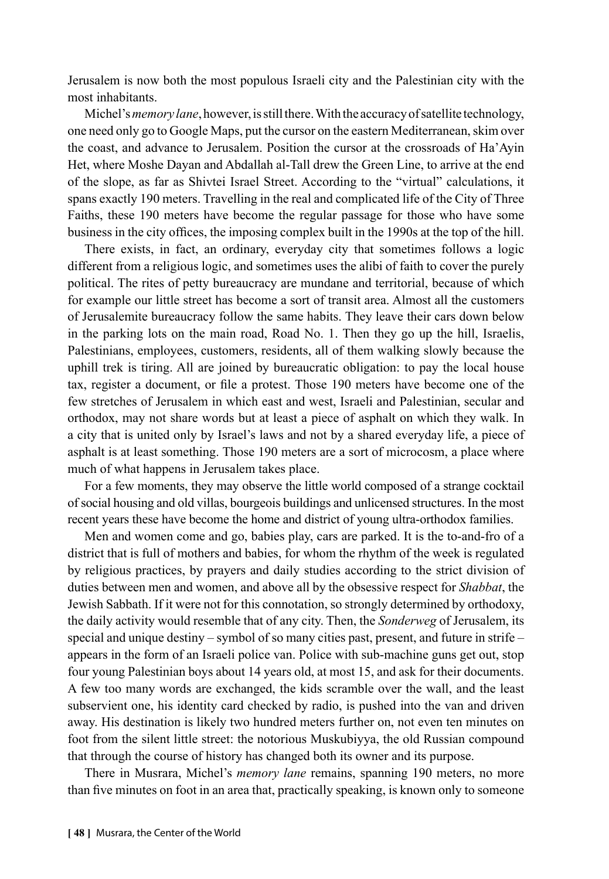Jerusalem is now both the most populous Israeli city and the Palestinian city with the most inhabitants.

Michel's *memory lane*, however, is still there. With the accuracy of satellite technology, one need only go to Google Maps, put the cursor on the eastern Mediterranean, skim over the coast, and advance to Jerusalem. Position the cursor at the crossroads of Ha'Ayin Het, where Moshe Dayan and Abdallah al-Tall drew the Green Line, to arrive at the end of the slope, as far as Shivtei Israel Street. According to the "virtual" calculations, it spans exactly 190 meters. Travelling in the real and complicated life of the City of Three Faiths, these 190 meters have become the regular passage for those who have some business in the city offices, the imposing complex built in the 1990s at the top of the hill.

There exists, in fact, an ordinary, everyday city that sometimes follows a logic different from a religious logic, and sometimes uses the alibi of faith to cover the purely political. The rites of petty bureaucracy are mundane and territorial, because of which for example our little street has become a sort of transit area. Almost all the customers of Jerusalemite bureaucracy follow the same habits. They leave their cars down below in the parking lots on the main road, Road No. 1. Then they go up the hill, Israelis, Palestinians, employees, customers, residents, all of them walking slowly because the uphill trek is tiring. All are joined by bureaucratic obligation: to pay the local house tax, register a document, or file a protest. Those 190 meters have become one of the few stretches of Jerusalem in which east and west, Israeli and Palestinian, secular and orthodox, may not share words but at least a piece of asphalt on which they walk. In a city that is united only by Israel's laws and not by a shared everyday life, a piece of asphalt is at least something. Those 190 meters are a sort of microcosm, a place where much of what happens in Jerusalem takes place.

For a few moments, they may observe the little world composed of a strange cocktail of social housing and old villas, bourgeois buildings and unlicensed structures. In the most recent years these have become the home and district of young ultra-orthodox families.

Men and women come and go, babies play, cars are parked. It is the to-and-fro of a district that is full of mothers and babies, for whom the rhythm of the week is regulated by religious practices, by prayers and daily studies according to the strict division of duties between men and women, and above all by the obsessive respect for *Shabbat*, the Jewish Sabbath. If it were not for this connotation, so strongly determined by orthodoxy, the daily activity would resemble that of any city. Then, the *Sonderweg* of Jerusalem, its special and unique destiny – symbol of so many cities past, present, and future in strife – appears in the form of an Israeli police van. Police with sub-machine guns get out, stop four young Palestinian boys about 14 years old, at most 15, and ask for their documents. A few too many words are exchanged, the kids scramble over the wall, and the least subservient one, his identity card checked by radio, is pushed into the van and driven away. His destination is likely two hundred meters further on, not even ten minutes on foot from the silent little street: the notorious Muskubiyya, the old Russian compound that through the course of history has changed both its owner and its purpose.

There in Musrara, Michel's *memory lane* remains, spanning 190 meters, no more than five minutes on foot in an area that, practically speaking, is known only to someone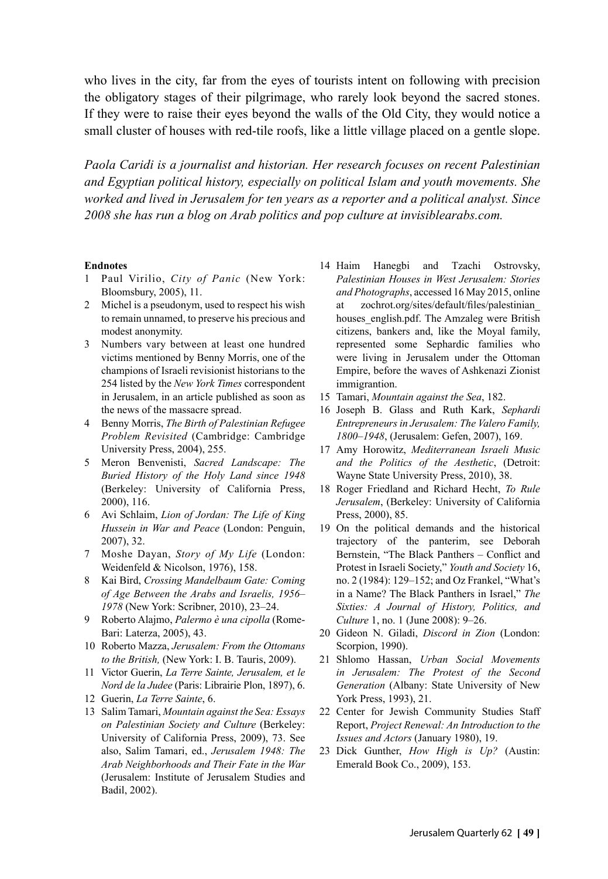who lives in the city, far from the eyes of tourists intent on following with precision the obligatory stages of their pilgrimage, who rarely look beyond the sacred stones. If they were to raise their eyes beyond the walls of the Old City, they would notice a small cluster of houses with red-tile roofs, like a little village placed on a gentle slope.

*Paola Caridi is a journalist and historian. Her research focuses on recent Palestinian and Egyptian political history, especially on political Islam and youth movements. She worked and lived in Jerusalem for ten years as a reporter and a political analyst. Since 2008 she has run a blog on Arab politics and pop culture at invisiblearabs.com.*

**Endnotes**

1. Paul Virilio, *City of Panic* (New York: Bloomsbury, 2005), 11.
2. Michel is a pseudonym, used to respect his wish to remain unnamed, to preserve his precious and modest anonymity.
3. Numbers vary between at least one hundred victims mentioned by Benny Morris, one of the champions of Israeli revisionist historians to the 254 listed by the *New York Times* correspondent in Jerusalem, in an article published as soon as the news of the massacre spread.
4. Benny Morris, *The Birth of Palestinian Refugee Problem Revisited* (Cambridge: Cambridge University Press, 2004), 255.
5. Meron Benvenisti, *Sacred Landscape: The Buried History of the Holy Land since 1948* (Berkeley: University of California Press, 2000), 116.
6. Avi Schlaim, *Lion of Jordan: The Life of King Hussein in War and Peace* (London: Penguin, 2007), 32.
7. Moshe Dayan, *Story of My Life* (London: Weidenfeld & Nicolson, 1976), 158.
8. Kai Bird, *Crossing Mandelbaum Gate: Coming of Age Between the Arabs and Israelis, 1956–1978* (New York: Scribner, 2010), 23–24.
9. Roberto Alajmo, *Palermo è una cipolla* (Rome-Bari: Laterza, 2005), 43.
10. Roberto Mazza, *Jerusalem: From the Ottomans to the British,* (New York: I. B. Tauris, 2009).
11. Victor Guerin, *La Terre Sainte, Jerusalem, et le Nord de la Judee* (Paris: Librairie Plon, 1897), 6.
12. Guerin, *La Terre Sainte*, 6.
13. Salim Tamari, *Mountain against the Sea: Essays on Palestinian Society and Culture* (Berkeley: University of California Press, 2009), 73. See also, Salim Tamari, ed., *Jerusalem 1948: The Arab Neighborhoods and Their Fate in the War* (Jerusalem: Institute of Jerusalem Studies and Badil, 2002).
14. Haim Hanegbi and Tzachi Ostrovsky, *Palestinian Houses in West Jerusalem: Stories and Photographs*, accessed 16 May 2015, online at zochrot.org/sites/default/files/palestinian_houses_english.pdf. The Amzaleg were British citizens, bankers and, like the Moyal family, represented some Sephardic families who were living in Jerusalem under the Ottoman Empire, before the waves of Ashkenazi Zionist immigrantion.
15. Tamari, *Mountain against the Sea*, 182.
16. Joseph B. Glass and Ruth Kark, *Sephardi Entrepreneurs in Jerusalem: The Valero Family, 1800–1948*, (Jerusalem: Gefen, 2007), 169.
17. Amy Horowitz, *Mediterranean Israeli Music and the Politics of the Aesthetic*, (Detroit: Wayne State University Press, 2010), 38.
18. Roger Friedland and Richard Hecht, *To Rule Jerusalem*, (Berkeley: University of California Press, 2000), 85.
19. On the political demands and the historical trajectory of the panterim, see Deborah Bernstein, "The Black Panthers – Conflict and Protest in Israeli Society," *Youth and Society* 16, no. 2 (1984): 129–152; and Oz Frankel, "What's in a Name? The Black Panthers in Israel," *The Sixties: A Journal of History, Politics, and Culture* 1, no. 1 (June 2008): 9–26.
20. Gideon N. Giladi, *Discord in Zion* (London: Scorpion, 1990).
21. Shlomo Hassan, *Urban Social Movements in Jerusalem: The Protest of the Second Generation* (Albany: State University of New York Press, 1993), 21.
22. Center for Jewish Community Studies Staff Report, *Project Renewal: An Introduction to the Issues and Actors* (January 1980), 19.
23. Dick Gunther, *How High is Up?* (Austin: Emerald Book Co., 2009), 153.